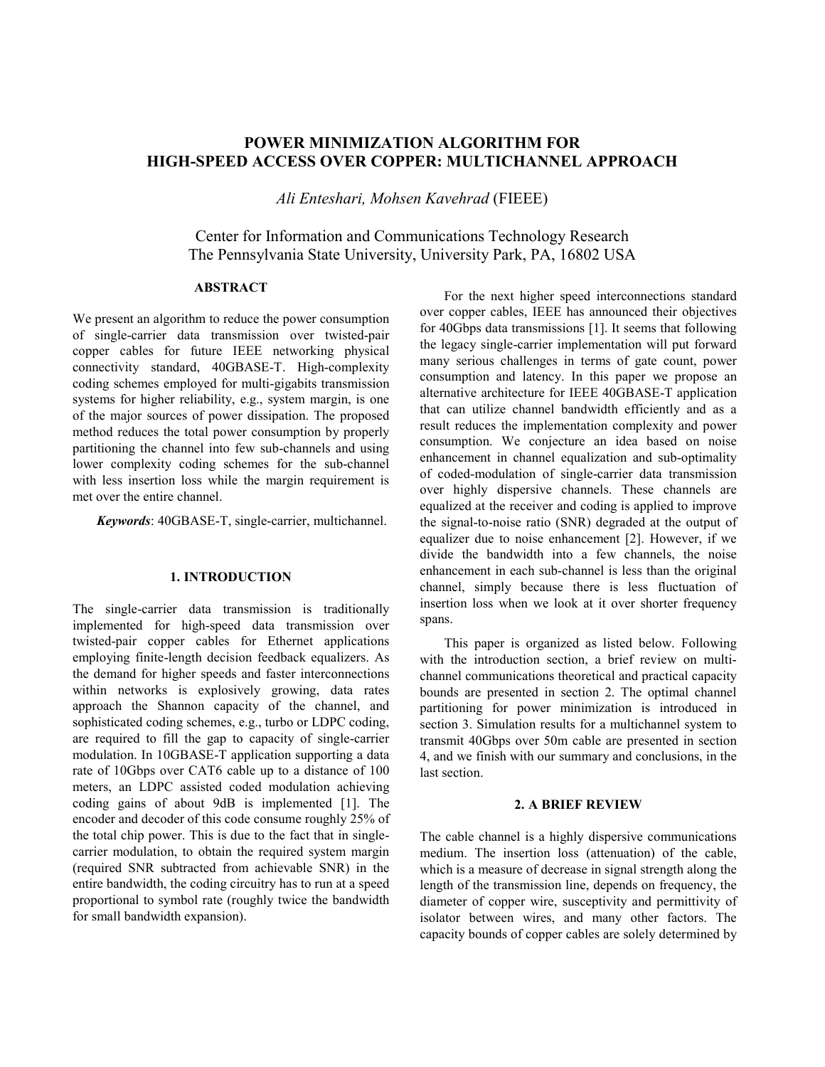# POWER MINIMIZATION ALGORITHM FOR HIGH-SPEED ACCESS OVER COPPER: MULTICHANNEL APPROACH

*Ali Enteshari, Mohsen Kavehrad* (FIEEE)

Center for Information and Communications Technology Research
The Pennsylvania State University, University Park, PA, 16802 USA

## ABSTRACT

We present an algorithm to reduce the power consumption of single-carrier data transmission over twisted-pair copper cables for future IEEE networking physical connectivity standard, 40GBASE-T. High-complexity coding schemes employed for multi-gigabits transmission systems for higher reliability, e.g., system margin, is one of the major sources of power dissipation. The proposed method reduces the total power consumption by properly partitioning the channel into few sub-channels and using lower complexity coding schemes for the sub-channel with less insertion loss while the margin requirement is met over the entire channel.

***Keywords***: 40GBASE-T, single-carrier, multichannel.

## 1. INTRODUCTION

The single-carrier data transmission is traditionally implemented for high-speed data transmission over twisted-pair copper cables for Ethernet applications employing finite-length decision feedback equalizers. As the demand for higher speeds and faster interconnections within networks is explosively growing, data rates approach the Shannon capacity of the channel, and sophisticated coding schemes, e.g., turbo or LDPC coding, are required to fill the gap to capacity of single-carrier modulation. In 10GBASE-T application supporting a data rate of 10Gbps over CAT6 cable up to a distance of 100 meters, an LDPC assisted coded modulation achieving coding gains of about 9dB is implemented [1]. The encoder and decoder of this code consume roughly 25% of the total chip power. This is due to the fact that in single-carrier modulation, to obtain the required system margin (required SNR subtracted from achievable SNR) in the entire bandwidth, the coding circuitry has to run at a speed proportional to symbol rate (roughly twice the bandwidth for small bandwidth expansion).

For the next higher speed interconnections standard over copper cables, IEEE has announced their objectives for 40Gbps data transmissions [1]. It seems that following the legacy single-carrier implementation will put forward many serious challenges in terms of gate count, power consumption and latency. In this paper we propose an alternative architecture for IEEE 40GBASE-T application that can utilize channel bandwidth efficiently and as a result reduces the implementation complexity and power consumption. We conjecture an idea based on noise enhancement in channel equalization and sub-optimality of coded-modulation of single-carrier data transmission over highly dispersive channels. These channels are equalized at the receiver and coding is applied to improve the signal-to-noise ratio (SNR) degraded at the output of equalizer due to noise enhancement [2]. However, if we divide the bandwidth into a few channels, the noise enhancement in each sub-channel is less than the original channel, simply because there is less fluctuation of insertion loss when we look at it over shorter frequency spans.

This paper is organized as listed below. Following with the introduction section, a brief review on multi-channel communications theoretical and practical capacity bounds are presented in section 2. The optimal channel partitioning for power minimization is introduced in section 3. Simulation results for a multichannel system to transmit 40Gbps over 50m cable are presented in section 4, and we finish with our summary and conclusions, in the last section.

## 2. A BRIEF REVIEW

The cable channel is a highly dispersive communications medium. The insertion loss (attenuation) of the cable, which is a measure of decrease in signal strength along the length of the transmission line, depends on frequency, the diameter of copper wire, susceptivity and permittivity of isolator between wires, and many other factors. The capacity bounds of copper cables are solely determined by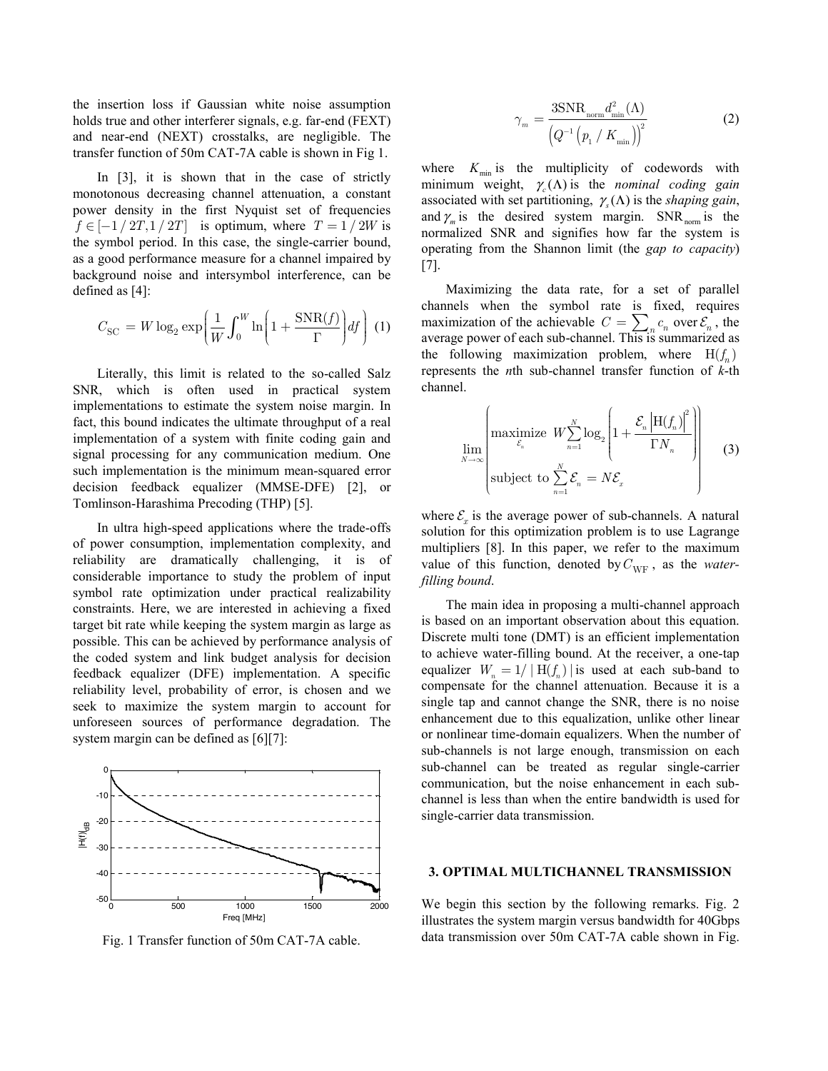the insertion loss if Gaussian white noise assumption holds true and other interferer signals, e.g. far-end (FEXT) and near-end (NEXT) crosstalks, are negligible. The transfer function of 50m CAT-7A cable is shown in Fig 1.

In [3], it is shown that in the case of strictly monotonous decreasing channel attenuation, a constant power density in the first Nyquist set of frequencies $f \in [-1/2T, 1/2T]$ is optimum, where $T = 1/2W$ is the symbol period. In this case, the single-carrier bound, as a good performance measure for a channel impaired by background noise and intersymbol interference, can be defined as [4]:

$$C_{\mathrm{SC}} = W \log_2 \exp\left(\frac{1}{W}\int_0^W \ln\left(1 + \frac{\mathrm{SNR}(f)}{\Gamma}\right) df\right) \quad (1)$$

Literally, this limit is related to the so-called Salz SNR, which is often used in practical system implementations to estimate the system noise margin. In fact, this bound indicates the ultimate throughput of a real implementation of a system with finite coding gain and signal processing for any communication medium. One such implementation is the minimum mean-squared error decision feedback equalizer (MMSE-DFE) [2], or Tomlinson-Harashima Precoding (THP) [5].

In ultra high-speed applications where the trade-offs of power consumption, implementation complexity, and reliability are dramatically challenging, it is of considerable importance to study the problem of input symbol rate optimization under practical realizability constraints. Here, we are interested in achieving a fixed target bit rate while keeping the system margin as large as possible. This can be achieved by performance analysis of the coded system and link budget analysis for decision feedback equalizer (DFE) implementation. A specific reliability level, probability of error, is chosen and we seek to maximize the system margin to account for unforeseen sources of performance degradation. The system margin can be defined as [6][7]:

0
-10
-20
-30
-40
-50
$|H(f)|_{dB}$
0
500
1000
1500
2000
Freq [MHz]

Fig. 1 Transfer function of 50m CAT-7A cable.

$$\gamma_m = \frac{3\mathrm{SNR}_{\mathrm{norm}} d_{\min}^2(\Lambda)}{\left(Q^{-1}\left(p_1 / K_{\min}\right)\right)^2} \quad (2)$$

where $K_{\min}$ is the multiplicity of codewords with minimum weight, $\gamma_c(\Lambda)$ is the *nominal coding gain* associated with set partitioning, $\gamma_s(\Lambda)$ is the *shaping gain*, and $\gamma_m$ is the desired system margin. $\mathrm{SNR}_{\mathrm{norm}}$ is the normalized SNR and signifies how far the system is operating from the Shannon limit (the *gap to capacity*) [7].

Maximizing the data rate, for a set of parallel channels when the symbol rate is fixed, requires maximization of the achievable $C = \sum_n c_n$ over $\mathcal{E}_n$, the average power of each sub-channel. This is summarized as the following maximization problem, where $\mathrm{H}(f_n)$ represents the *n*th sub-channel transfer function of *k*-th channel.

$$\lim_{N\to\infty}\begin{pmatrix} \underset{\mathcal{E}_n}{\text{maximize}}\ W\sum_{n=1}^{N}\log_2\left(1+\dfrac{\mathcal{E}_n\left|\mathrm{H}(f_n)\right|^2}{\Gamma N_n}\right) \\ \text{subject to} \sum_{n=1}^{N}\mathcal{E}_n = N\mathcal{E}_x \end{pmatrix} \quad (3)$$

where $\mathcal{E}_x$ is the average power of sub-channels. A natural solution for this optimization problem is to use Lagrange multipliers [8]. In this paper, we refer to the maximum value of this function, denoted by $C_{\mathrm{WF}}$, as the *water-filling bound*.

The main idea in proposing a multi-channel approach is based on an important observation about this equation. Discrete multi tone (DMT) is an efficient implementation to achieve water-filling bound. At the receiver, a one-tap equalizer $W_n = 1/|\mathrm{H}(f_n)|$ is used at each sub-band to compensate for the channel attenuation. Because it is a single tap and cannot change the SNR, there is no noise enhancement due to this equalization, unlike other linear or nonlinear time-domain equalizers. When the number of sub-channels is not large enough, transmission on each sub-channel can be treated as regular single-carrier communication, but the noise enhancement in each sub-channel is less than when the entire bandwidth is used for single-carrier data transmission.

## 3. OPTIMAL MULTICHANNEL TRANSMISSION

We begin this section by the following remarks. Fig. 2 illustrates the system margin versus bandwidth for 40Gbps data transmission over 50m CAT-7A cable shown in Fig.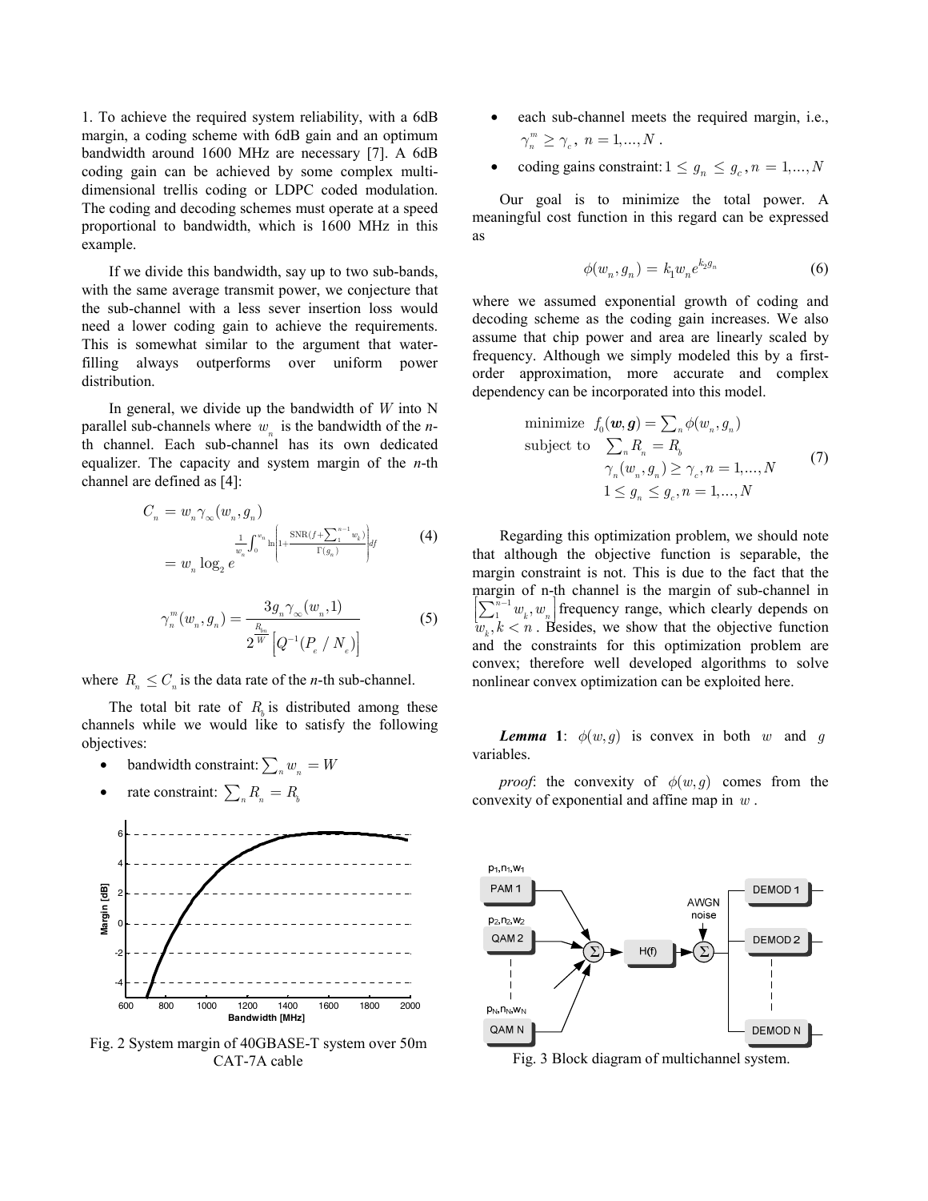1. To achieve the required system reliability, with a 6dB margin, a coding scheme with 6dB gain and an optimum bandwidth around 1600 MHz are necessary [7]. A 6dB coding gain can be achieved by some complex multi-dimensional trellis coding or LDPC coded modulation. The coding and decoding schemes must operate at a speed proportional to bandwidth, which is 1600 MHz in this example.

If we divide this bandwidth, say up to two sub-bands, with the same average transmit power, we conjecture that the sub-channel with a less sever insertion loss would need a lower coding gain to achieve the requirements. This is somewhat similar to the argument that water-filling always outperforms over uniform power distribution.

In general, we divide up the bandwidth of $W$ into N parallel sub-channels where $w_n$ is the bandwidth of the *n*-th channel. Each sub-channel has its own dedicated equalizer. The capacity and system margin of the *n*-th channel are defined as [4]:

$$C_n = w_n \gamma_\infty(w_n, g_n) = w_n \log_2 e^{\frac{1}{w_n}\int_0^{w_n} \ln\left(1+\frac{\mathrm{SNR}(f+\sum_1^{n-1} w_k)}{\Gamma(g_n)}\right) df} \quad (4)$$

$$\gamma_n^m(w_n, g_n) = \frac{3 g_n \gamma_\infty(w_n, 1)}{2^{\frac{R_{bn}}{W}}\left[Q^{-1}(P_e / N_e)\right]} \quad (5)$$

where $R_n \le C_n$ is the data rate of the *n*-th sub-channel.

The total bit rate of $R_b$ is distributed among these channels while we would like to satisfy the following objectives:

- bandwidth constraint: $\sum_n w_n = W$
- rate constraint: $\sum_n R_n = R_b$
- each sub-channel meets the required margin, i.e., $\gamma_n^m \ge \gamma_c,\ n = 1,\dots,N$.
- coding gains constraint: $1 \le g_n \le g_c,\ n = 1,\dots,N$

Margin [dB]
6
4
2
0
-2
-4
600 800 1000 1200 1400 1600 1800 2000
Bandwidth [MHz]

Fig. 2 System margin of 40GBASE-T system over 50m CAT-7A cable

Our goal is to minimize the total power. A meaningful cost function in this regard can be expressed as

$$\phi(w_n, g_n) = k_1 w_n e^{k_2 g_n} \quad (6)$$

where we assumed exponential growth of coding and decoding scheme as the coding gain increases. We also assume that chip power and area are linearly scaled by frequency. Although we simply modeled this by a first-order approximation, more accurate and complex dependency can be incorporated into this model.

$$\begin{aligned} \text{minimize} \quad & f_0(\boldsymbol{w}, \boldsymbol{g}) = \sum_n \phi(w_n, g_n) \\ \text{subject to} \quad & \sum_n R_n = R_b \\ & \gamma_n(w_n, g_n) \ge \gamma_c, n = 1,\dots,N \\ & 1 \le g_n \le g_c, n = 1,\dots,N \end{aligned} \quad (7)$$

Regarding this optimization problem, we should note that although the objective function is separable, the margin constraint is not. This is due to the fact that the margin of n-th channel is the margin of sub-channel in $\left[\sum_1^{n-1} w_k, w_n\right]$ frequency range, which clearly depends on $w_k, k < n$. Besides, we show that the objective function and the constraints for this optimization problem are convex; therefore well developed algorithms to solve nonlinear convex optimization can be exploited here.

***Lemma* 1**: $\phi(w, g)$ is convex in both $w$ and $g$ variables.

*proof*: the convexity of $\phi(w, g)$ comes from the convexity of exponential and affine map in $w$.

p1,n1,w1
PAM 1
p2,n2,w2
QAM 2
pN,nN,wN
QAM N
Σ
H(f)
AWGN noise
Σ
DEMOD 1
DEMOD 2
DEMOD N

Fig. 3 Block diagram of multichannel system.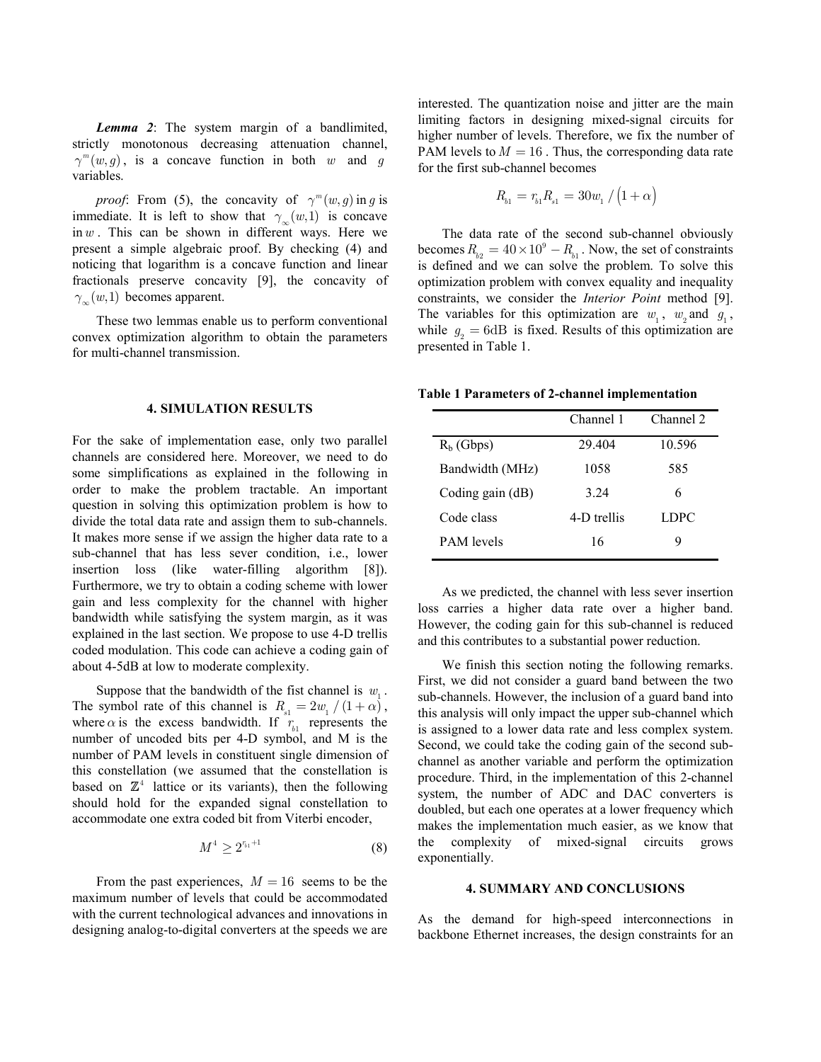***Lemma 2***: The system margin of a bandlimited, strictly monotonous decreasing attenuation channel, $\gamma^m(w,g)$, is a concave function in both $w$ and $g$ variables.

*proof*: From (5), the concavity of $\gamma^m(w,g)$ in $g$ is immediate. It is left to show that $\gamma_\infty(w,1)$ is concave in $w$. This can be shown in different ways. Here we present a simple algebraic proof. By checking (4) and noticing that logarithm is a concave function and linear fractionals preserve concavity [9], the concavity of $\gamma_\infty(w,1)$ becomes apparent.

These two lemmas enable us to perform conventional convex optimization algorithm to obtain the parameters for multi-channel transmission.

## 4. SIMULATION RESULTS

For the sake of implementation ease, only two parallel channels are considered here. Moreover, we need to do some simplifications as explained in the following in order to make the problem tractable. An important question in solving this optimization problem is how to divide the total data rate and assign them to sub-channels. It makes more sense if we assign the higher data rate to a sub-channel that has less sever condition, i.e., lower insertion loss (like water-filling algorithm [8]). Furthermore, we try to obtain a coding scheme with lower gain and less complexity for the channel with higher bandwidth while satisfying the system margin, as it was explained in the last section. We propose to use 4-D trellis coded modulation. This code can achieve a coding gain of about 4-5dB at low to moderate complexity.

Suppose that the bandwidth of the fist channel is $w_1$. The symbol rate of this channel is $R_{s1} = 2w_1/(1+\alpha)$, where $\alpha$ is the excess bandwidth. If $r_{b1}$ represents the number of uncoded bits per 4-D symbol, and M is the number of PAM levels in constituent single dimension of this constellation (we assumed that the constellation is based on $\mathbb{Z}^4$ lattice or its variants), then the following should hold for the expanded signal constellation to accommodate one extra coded bit from Viterbi encoder,

$$M^4 \geq 2^{r_{b1}+1} \tag{8}$$

From the past experiences, $M = 16$ seems to be the maximum number of levels that could be accommodated with the current technological advances and innovations in designing analog-to-digital converters at the speeds we are interested. The quantization noise and jitter are the main limiting factors in designing mixed-signal circuits for higher number of levels. Therefore, we fix the number of PAM levels to $M = 16$. Thus, the corresponding data rate for the first sub-channel becomes

$$R_{b1} = r_{b1}R_{s1} = 30w_1/\left(1+\alpha\right)$$

The data rate of the second sub-channel obviously becomes $R_{b2} = 40\times10^9 - R_{b1}$. Now, the set of constraints is defined and we can solve the problem. To solve this optimization problem with convex equality and inequality constraints, we consider the *Interior Point* method [9]. The variables for this optimization are $w_1$, $w_2$ and $g_1$, while $g_2 = 6\text{dB}$ is fixed. Results of this optimization are presented in Table 1.

**Table 1 Parameters of 2-channel implementation**

| | Channel 1 | Channel 2 |
|---|---|---|
| $R_b$ (Gbps) | 29.404 | 10.596 |
| Bandwidth (MHz) | 1058 | 585 |
| Coding gain (dB) | 3.24 | 6 |
| Code class | 4-D trellis | LDPC |
| PAM levels | 16 | 9 |

As we predicted, the channel with less sever insertion loss carries a higher data rate over a higher band. However, the coding gain for this sub-channel is reduced and this contributes to a substantial power reduction.

We finish this section noting the following remarks. First, we did not consider a guard band between the two sub-channels. However, the inclusion of a guard band into this analysis will only impact the upper sub-channel which is assigned to a lower data rate and less complex system. Second, we could take the coding gain of the second sub-channel as another variable and perform the optimization procedure. Third, in the implementation of this 2-channel system, the number of ADC and DAC converters is doubled, but each one operates at a lower frequency which makes the implementation much easier, as we know that the complexity of mixed-signal circuits grows exponentially.

## 4. SUMMARY AND CONCLUSIONS

As the demand for high-speed interconnections in backbone Ethernet increases, the design constraints for an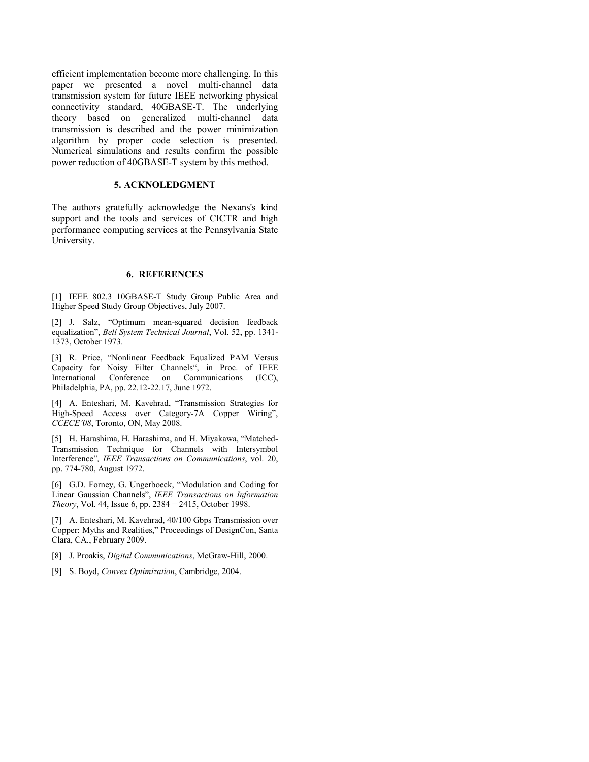efficient implementation become more challenging. In this paper we presented a novel multi-channel data transmission system for future IEEE networking physical connectivity standard, 40GBASE-T. The underlying theory based on generalized multi-channel data transmission is described and the power minimization algorithm by proper code selection is presented. Numerical simulations and results confirm the possible power reduction of 40GBASE-T system by this method.

## 5. ACKNOLEDGMENT

The authors gratefully acknowledge the Nexans's kind support and the tools and services of CICTR and high performance computing services at the Pennsylvania State University.

## 6. REFERENCES

[1] IEEE 802.3 10GBASE-T Study Group Public Area and Higher Speed Study Group Objectives, July 2007.

[2] J. Salz, "Optimum mean-squared decision feedback equalization", *Bell System Technical Journal*, Vol. 52, pp. 1341-1373, October 1973.

[3] R. Price, "Nonlinear Feedback Equalized PAM Versus Capacity for Noisy Filter Channels", in Proc. of IEEE International Conference on Communications (ICC), Philadelphia, PA, pp. 22.12-22.17, June 1972.

[4] A. Enteshari, M. Kavehrad, "Transmission Strategies for High-Speed Access over Category-7A Copper Wiring", *CCECE'08*, Toronto, ON, May 2008.

[5] H. Harashima, H. Harashima, and H. Miyakawa, "Matched-Transmission Technique for Channels with Intersymbol Interference"*, IEEE Transactions on Communications*, vol. 20, pp. 774-780, August 1972.

[6] G.D. Forney, G. Ungerboeck, "Modulation and Coding for Linear Gaussian Channels", *IEEE Transactions on Information Theory*, Vol. 44, Issue 6, pp. 2384 − 2415, October 1998.

[7] A. Enteshari, M. Kavehrad, 40/100 Gbps Transmission over Copper: Myths and Realities," Proceedings of DesignCon, Santa Clara, CA., February 2009.

[8] J. Proakis, *Digital Communications*, McGraw-Hill, 2000.

[9] S. Boyd, *Convex Optimization*, Cambridge, 2004.